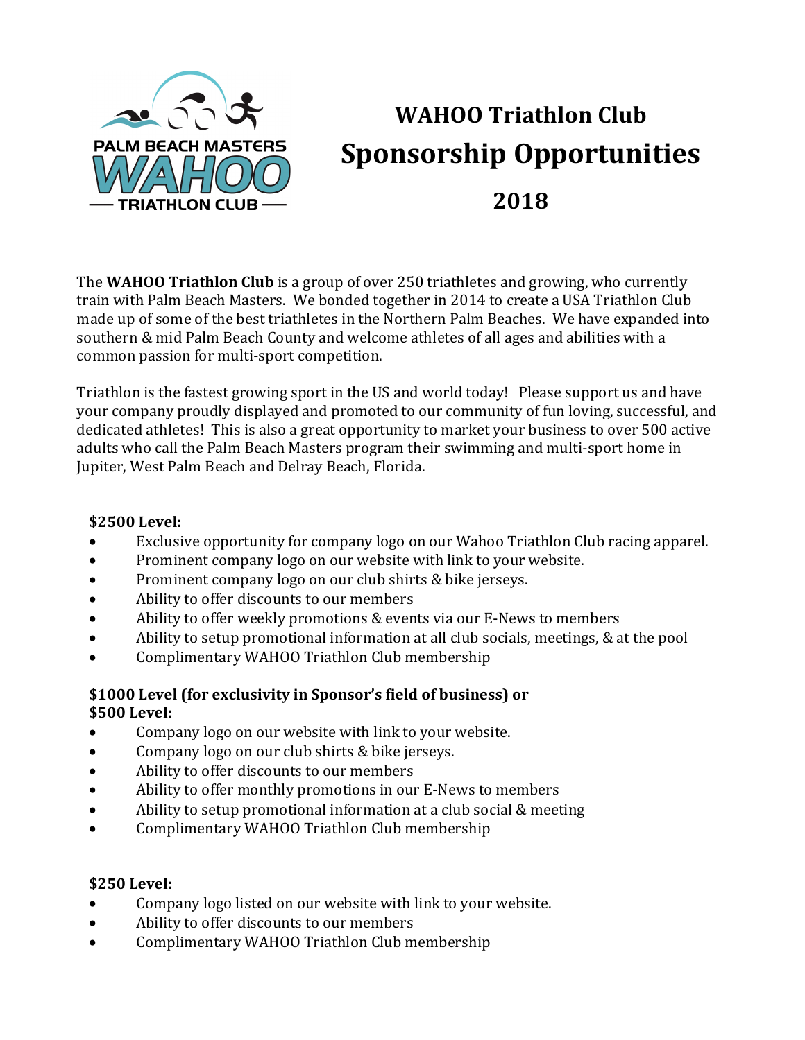# WAHOO Triathlon Club

# Sponsorship Opportunities

## 2018

The **WAHOO Triathlon Club** is a group of over 250 triathletes and growing, who currently train with Palm Beach Masters. We bonded together in 2014 to create a USA Triathlon Club made up of some of the best triathletes in the Northern Palm Beaches. We have expanded into southern & mid Palm Beach County and welcome athletes of all ages and abilities with a common passion for multi-sport competition.

Triathlon is the fastest growing sport in the US and world today! Please support us and have your company proudly displayed and promoted to our community of fun loving, successful, and dedicated athletes! This is also a great opportunity to market your business to over 500 active adults who call the Palm Beach Masters program their swimming and multi-sport home in Jupiter, West Palm Beach and Delray Beach, Florida.

**$2500 Level:**

- Exclusive opportunity for company logo on our Wahoo Triathlon Club racing apparel.
- Prominent company logo on our website with link to your website.
- Prominent company logo on our club shirts & bike jerseys.
- Ability to offer discounts to our members
- Ability to offer weekly promotions & events via our E-News to members
- Ability to setup promotional information at all club socials, meetings, & at the pool
- Complimentary WAHOO Triathlon Club membership

**$1000 Level (for exclusivity in Sponsor's field of business) or**
**$500 Level:**

- Company logo on our website with link to your website.
- Company logo on our club shirts & bike jerseys.
- Ability to offer discounts to our members
- Ability to offer monthly promotions in our E-News to members
- Ability to setup promotional information at a club social & meeting
- Complimentary WAHOO Triathlon Club membership

**$250 Level:**

- Company logo listed on our website with link to your website.
- Ability to offer discounts to our members
- Complimentary WAHOO Triathlon Club membership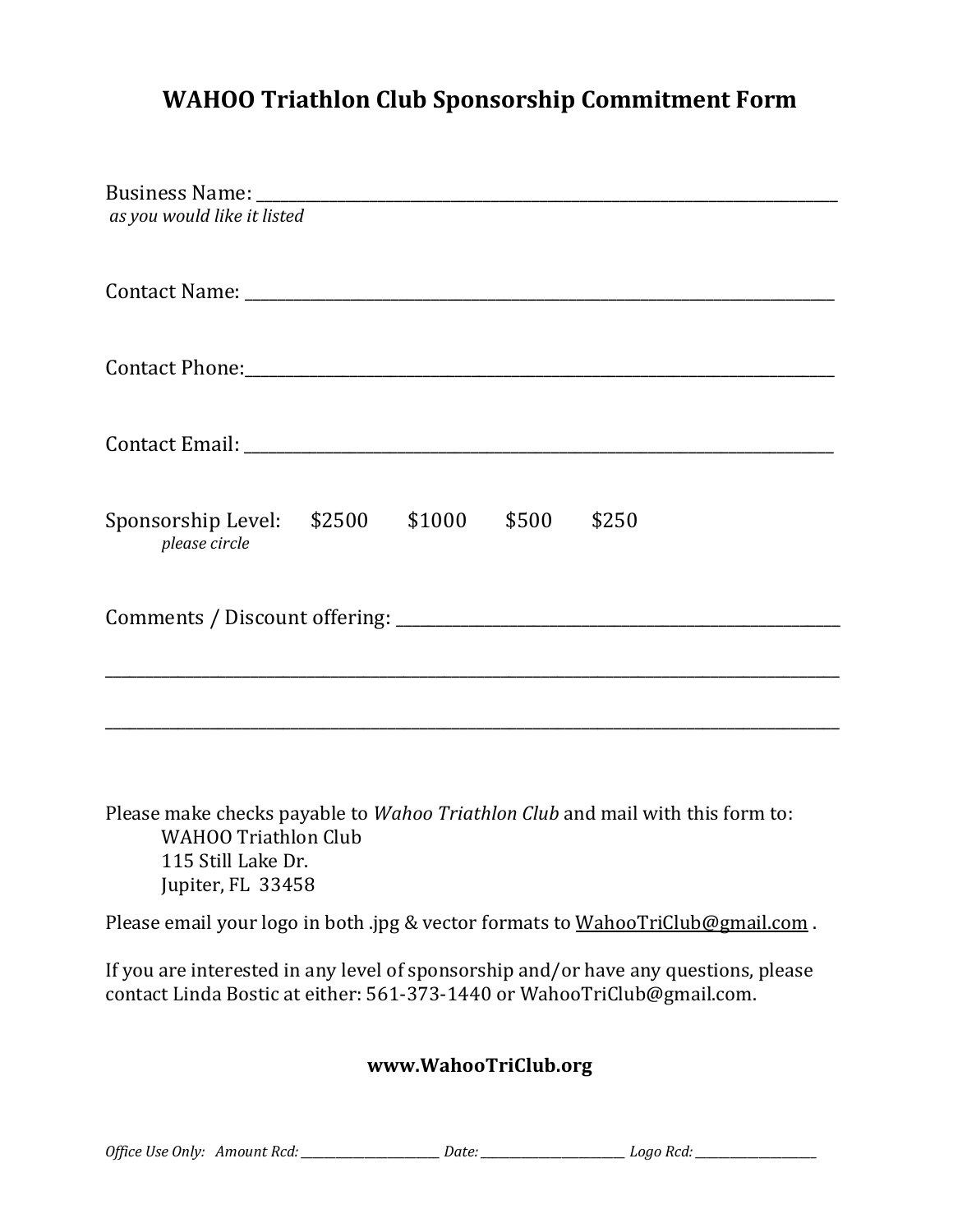# WAHOO Triathlon Club Sponsorship Commitment Form

Business Name: ______________________________________________________________________________
*as you would like it listed*

Contact Name: ______________________________________________________________________________

Contact Phone:______________________________________________________________________________

Contact Email: ______________________________________________________________________________

Sponsorship Level: $2500 $1000 $500 $250
*please circle*

Comments / Discount offering: ______________________________________________________________

____________________________________________________________________________________________

____________________________________________________________________________________________

Please make checks payable to *Wahoo Triathlon Club* and mail with this form to:
WAHOO Triathlon Club
115 Still Lake Dr.
Jupiter, FL 33458

Please email your logo in both .jpg & vector formats to WahooTriClub@gmail.com .

If you are interested in any level of sponsorship and/or have any questions, please contact Linda Bostic at either: 561-373-1440 or WahooTriClub@gmail.com.

**www.WahooTriClub.org**

*Office Use Only: Amount Rcd: ______________________ Date: ______________________ Logo Rcd: ___________________*